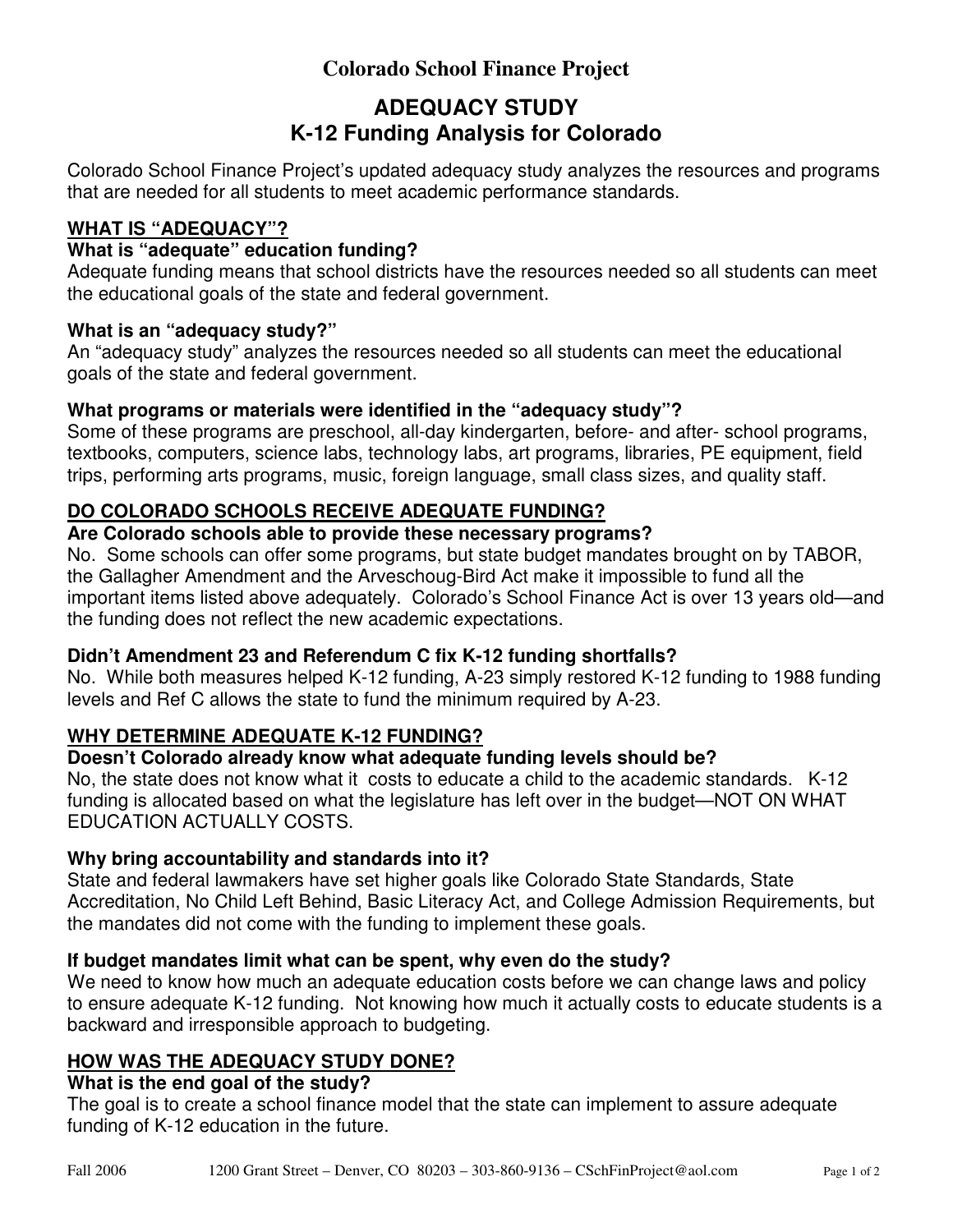**Colorado School Finance Project**

# ADEQUACY STUDY
# K-12 Funding Analysis for Colorado

Colorado School Finance Project's updated adequacy study analyzes the resources and programs that are needed for all students to meet academic performance standards.

## WHAT IS "ADEQUACY"?

### What is "adequate" education funding?

Adequate funding means that school districts have the resources needed so all students can meet the educational goals of the state and federal government.

### What is an "adequacy study?"

An "adequacy study" analyzes the resources needed so all students can meet the educational goals of the state and federal government.

### What programs or materials were identified in the "adequacy study"?

Some of these programs are preschool, all-day kindergarten, before- and after- school programs, textbooks, computers, science labs, technology labs, art programs, libraries, PE equipment, field trips, performing arts programs, music, foreign language, small class sizes, and quality staff.

## DO COLORADO SCHOOLS RECEIVE ADEQUATE FUNDING?

### Are Colorado schools able to provide these necessary programs?

No. Some schools can offer some programs, but state budget mandates brought on by TABOR, the Gallagher Amendment and the Arveschoug-Bird Act make it impossible to fund all the important items listed above adequately. Colorado's School Finance Act is over 13 years old—and the funding does not reflect the new academic expectations.

### Didn't Amendment 23 and Referendum C fix K-12 funding shortfalls?

No. While both measures helped K-12 funding, A-23 simply restored K-12 funding to 1988 funding levels and Ref C allows the state to fund the minimum required by A-23.

## WHY DETERMINE ADEQUATE K-12 FUNDING?

### Doesn't Colorado already know what adequate funding levels should be?

No, the state does not know what it costs to educate a child to the academic standards. K-12 funding is allocated based on what the legislature has left over in the budget—NOT ON WHAT EDUCATION ACTUALLY COSTS.

### Why bring accountability and standards into it?

State and federal lawmakers have set higher goals like Colorado State Standards, State Accreditation, No Child Left Behind, Basic Literacy Act, and College Admission Requirements, but the mandates did not come with the funding to implement these goals.

### If budget mandates limit what can be spent, why even do the study?

We need to know how much an adequate education costs before we can change laws and policy to ensure adequate K-12 funding. Not knowing how much it actually costs to educate students is a backward and irresponsible approach to budgeting.

## HOW WAS THE ADEQUACY STUDY DONE?

### What is the end goal of the study?

The goal is to create a school finance model that the state can implement to assure adequate funding of K-12 education in the future.

Fall 2006 1200 Grant Street – Denver, CO 80203 – 303-860-9136 – CSchFinProject@aol.com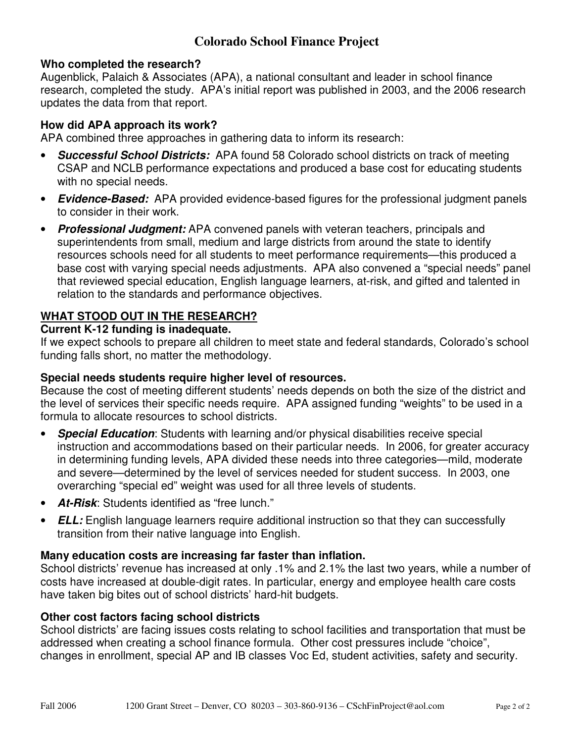# Colorado School Finance Project

### Who completed the research?

Augenblick, Palaich & Associates (APA), a national consultant and leader in school finance research, completed the study. APA's initial report was published in 2003, and the 2006 research updates the data from that report.

### How did APA approach its work?

APA combined three approaches in gathering data to inform its research:

- ***Successful School Districts:*** APA found 58 Colorado school districts on track of meeting CSAP and NCLB performance expectations and produced a base cost for educating students with no special needs.
- ***Evidence-Based:*** APA provided evidence-based figures for the professional judgment panels to consider in their work.
- ***Professional Judgment:*** APA convened panels with veteran teachers, principals and superintendents from small, medium and large districts from around the state to identify resources schools need for all students to meet performance requirements—this produced a base cost with varying special needs adjustments. APA also convened a "special needs" panel that reviewed special education, English language learners, at-risk, and gifted and talented in relation to the standards and performance objectives.

## WHAT STOOD OUT IN THE RESEARCH?

### Current K-12 funding is inadequate.

If we expect schools to prepare all children to meet state and federal standards, Colorado's school funding falls short, no matter the methodology.

### Special needs students require higher level of resources.

Because the cost of meeting different students' needs depends on both the size of the district and the level of services their specific needs require. APA assigned funding "weights" to be used in a formula to allocate resources to school districts.

- ***Special Education***: Students with learning and/or physical disabilities receive special instruction and accommodations based on their particular needs. In 2006, for greater accuracy in determining funding levels, APA divided these needs into three categories—mild, moderate and severe—determined by the level of services needed for student success. In 2003, one overarching "special ed" weight was used for all three levels of students.
- ***At-Risk***: Students identified as "free lunch."
- ***ELL:*** English language learners require additional instruction so that they can successfully transition from their native language into English.

### Many education costs are increasing far faster than inflation.

School districts' revenue has increased at only .1% and 2.1% the last two years, while a number of costs have increased at double-digit rates. In particular, energy and employee health care costs have taken big bites out of school districts' hard-hit budgets.

### Other cost factors facing school districts

School districts' are facing issues costs relating to school facilities and transportation that must be addressed when creating a school finance formula. Other cost pressures include "choice", changes in enrollment, special AP and IB classes Voc Ed, student activities, safety and security.

Fall 2006 1200 Grant Street – Denver, CO 80203 – 303-860-9136 – CSchFinProject@aol.com